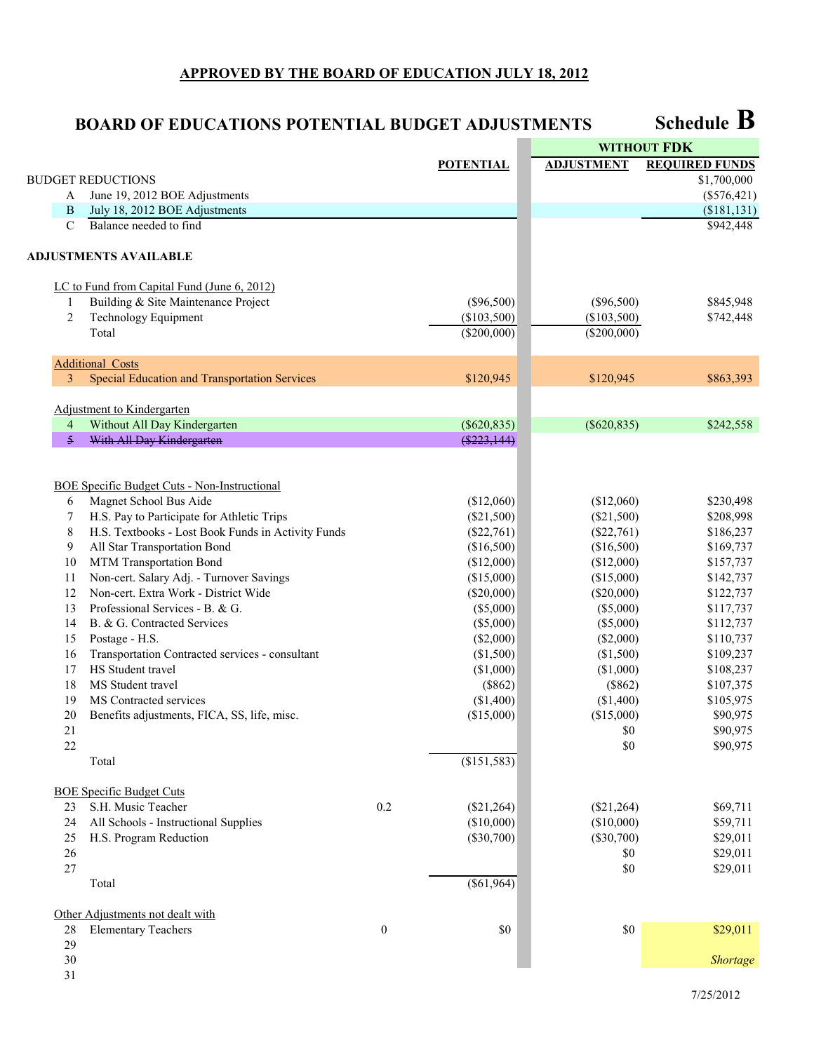**APPROVED BY THE BOARD OF EDUCATION JULY 18, 2012**

# BOARD OF EDUCATIONS POTENTIAL BUDGET ADJUSTMENTS — Schedule B

| | | | POTENTIAL | WITHOUT FDK ADJUSTMENT | WITHOUT FDK REQUIRED FUNDS |
|---|---|---|---|---|---|
| BUDGET REDUCTIONS | | | | | $1,700,000 |
| A | June 19, 2012 BOE Adjustments | | | | ($576,421) |
| B | July 18, 2012 BOE Adjustments | | | | ($181,131) |
| C | Balance needed to find | | | | $942,448 |
| **ADJUSTMENTS AVAILABLE** | | | | | |
| | LC to Fund from Capital Fund (June 6, 2012) | | | | |
| 1 | Building & Site Maintenance Project | | ($96,500) | ($96,500) | $845,948 |
| 2 | Technology Equipment | | ($103,500) | ($103,500) | $742,448 |
| | Total | | ($200,000) | ($200,000) | |
| | Additional Costs | | | | |
| 3 | Special Education and Transportation Services | | $120,945 | $120,945 | $863,393 |
| | Adjustment to Kindergarten | | | | |
| 4 | Without All Day Kindergarten | | ($620,835) | ($620,835) | $242,558 |
| ~~5~~ | ~~With All Day Kindergarten~~ | | ~~($223,144)~~ | | |
| | BOE Specific Budget Cuts - Non-Instructional | | | | |
| 6 | Magnet School Bus Aide | | ($12,060) | ($12,060) | $230,498 |
| 7 | H.S. Pay to Participate for Athletic Trips | | ($21,500) | ($21,500) | $208,998 |
| 8 | H.S. Textbooks - Lost Book Funds in Activity Funds | | ($22,761) | ($22,761) | $186,237 |
| 9 | All Star Transportation Bond | | ($16,500) | ($16,500) | $169,737 |
| 10 | MTM Transportation Bond | | ($12,000) | ($12,000) | $157,737 |
| 11 | Non-cert. Salary Adj. - Turnover Savings | | ($15,000) | ($15,000) | $142,737 |
| 12 | Non-cert. Extra Work - District Wide | | ($20,000) | ($20,000) | $122,737 |
| 13 | Professional Services - B. & G. | | ($5,000) | ($5,000) | $117,737 |
| 14 | B. & G. Contracted Services | | ($5,000) | ($5,000) | $112,737 |
| 15 | Postage - H.S. | | ($2,000) | ($2,000) | $110,737 |
| 16 | Transportation Contracted services - consultant | | ($1,500) | ($1,500) | $109,237 |
| 17 | HS Student travel | | ($1,000) | ($1,000) | $108,237 |
| 18 | MS Student travel | | ($862) | ($862) | $107,375 |
| 19 | MS Contracted services | | ($1,400) | ($1,400) | $105,975 |
| 20 | Benefits adjustments, FICA, SS, life, misc. | | ($15,000) | ($15,000) | $90,975 |
| 21 | | | | $0 | $90,975 |
| 22 | | | | $0 | $90,975 |
| | Total | | ($151,583) | | |
| | BOE Specific Budget Cuts | | | | |
| 23 | S.H. Music Teacher | 0.2 | ($21,264) | ($21,264) | $69,711 |
| 24 | All Schools - Instructional Supplies | | ($10,000) | ($10,000) | $59,711 |
| 25 | H.S. Program Reduction | | ($30,700) | ($30,700) | $29,011 |
| 26 | | | | $0 | $29,011 |
| 27 | | | | $0 | $29,011 |
| | Total | | ($61,964) | | |
| | Other Adjustments not dealt with | | | | |
| 28 | Elementary Teachers | 0 | $0 | $0 | $29,011 |
| 29 | | | | | |
| 30 | | | | | *Shortage* |
| 31 | | | | | |

7/25/2012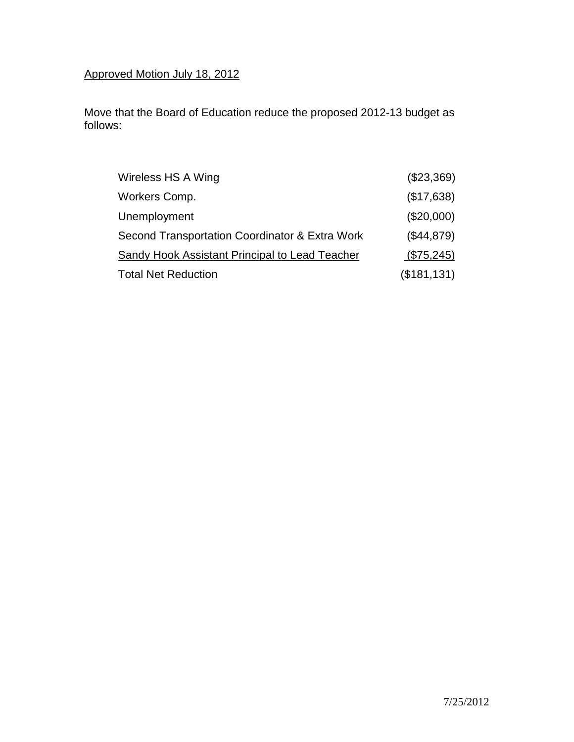Approved Motion July 18, 2012

Move that the Board of Education reduce the proposed 2012-13 budget as follows:

| | |
|---|---|
| Wireless HS A Wing | ($23,369) |
| Workers Comp. | ($17,638) |
| Unemployment | ($20,000) |
| Second Transportation Coordinator & Extra Work | ($44,879) |
| Sandy Hook Assistant Principal to Lead Teacher | ($75,245) |
| Total Net Reduction | ($181,131) |

7/25/2012